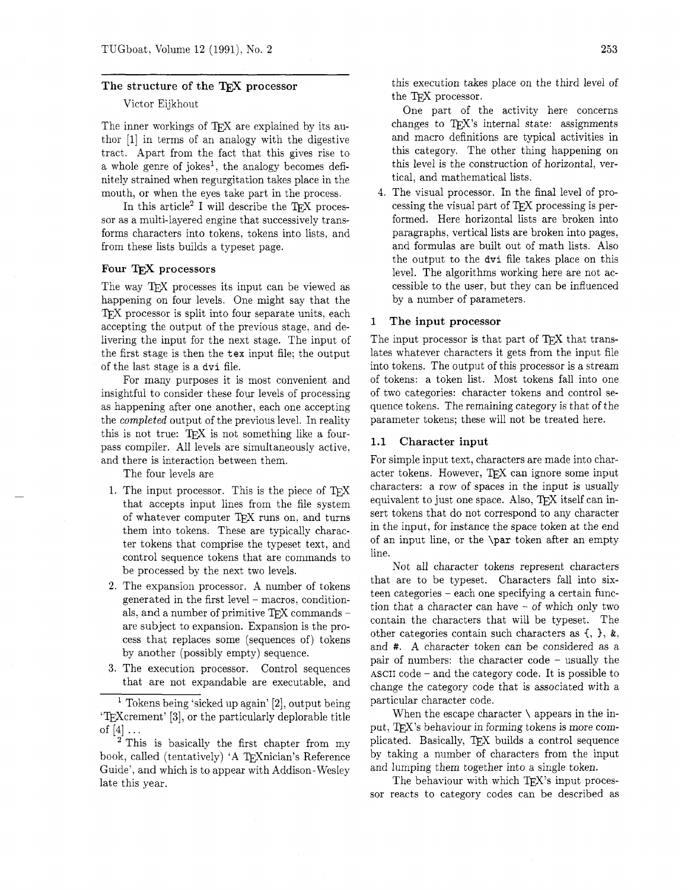## The structure of the TeX processor

Victor Eijkhout

The inner workings of TeX are explained by its author [1] in terms of an analogy with the digestive tract. Apart from the fact that this gives rise to a whole genre of jokes[1], the analogy becomes definitely strained when regurgitation takes place in the mouth, or when the eyes take part in the process.

In this article[2] I will describe the TeX processor as a multi-layered engine that successively transforms characters into tokens, tokens into lists, and from these lists builds a typeset page.

### Four TeX processors

The way TeX processes its input can be viewed as happening on four levels. One might say that the TeX processor is split into four separate units, each accepting the output of the previous stage, and delivering the input for the next stage. The input of the first stage is then the `tex` input file; the output of the last stage is a `dvi` file.

For many purposes it is most convenient and insightful to consider these four levels of processing as happening after one another, each one accepting the *completed* output of the previous level. In reality this is not true: TeX is not something like a four-pass compiler. All levels are simultaneously active, and there is interaction between them.

The four levels are

1. The input processor. This is the piece of TeX that accepts input lines from the file system of whatever computer TeX runs on, and turns them into tokens. These are typically character tokens that comprise the typeset text, and control sequence tokens that are commands to be processed by the next two levels.
2. The expansion processor. A number of tokens generated in the first level – macros, conditionals, and a number of primitive TeX commands – are subject to expansion. Expansion is the process that replaces some (sequences of) tokens by another (possibly empty) sequence.
3. The execution processor. Control sequences that are not expandable are executable, and this execution takes place on the third level of the TeX processor.

   One part of the activity here concerns changes to TeX's internal state: assignments and macro definitions are typical activities in this category. The other thing happening on this level is the construction of horizontal, vertical, and mathematical lists.
4. The visual processor. In the final level of processing the visual part of TeX processing is performed. Here horizontal lists are broken into paragraphs, vertical lists are broken into pages, and formulas are built out of math lists. Also the output to the `dvi` file takes place on this level. The algorithms working here are not accessible to the user, but they can be influenced by a number of parameters.

### 1 The input processor

The input processor is that part of TeX that translates whatever characters it gets from the input file into tokens. The output of this processor is a stream of tokens: a token list. Most tokens fall into one of two categories: character tokens and control sequence tokens. The remaining category is that of the parameter tokens; these will not be treated here.

#### 1.1 Character input

For simple input text, characters are made into character tokens. However, TeX can ignore some input characters: a row of spaces in the input is usually equivalent to just one space. Also, TeX itself can insert tokens that do not correspond to any character in the input, for instance the space token at the end of an input line, or the `\par` token after an empty line.

Not all character tokens represent characters that are to be typeset. Characters fall into sixteen categories – each one specifying a certain function that a character can have – of which only two contain the characters that will be typeset. The other categories contain such characters as `{`, `}`, `&`, and `#`. A character token can be considered as a pair of numbers: the character code – usually the ASCII code – and the category code. It is possible to change the category code that is associated with a particular character code.

When the escape character `\` appears in the input, TeX's behaviour in forming tokens is more complicated. Basically, TeX builds a control sequence by taking a number of characters from the input and lumping them together into a single token.

The behaviour with which TeX's input processor reacts to category codes can be described as

---

[1] Tokens being 'sicked up again' [2], output being 'TeXcrement' [3], or the particularly deplorable title of [4] ...

[2] This is basically the first chapter from my book, called (tentatively) 'A TeXnician's Reference Guide', and which is to appear with Addison-Wesley late this year.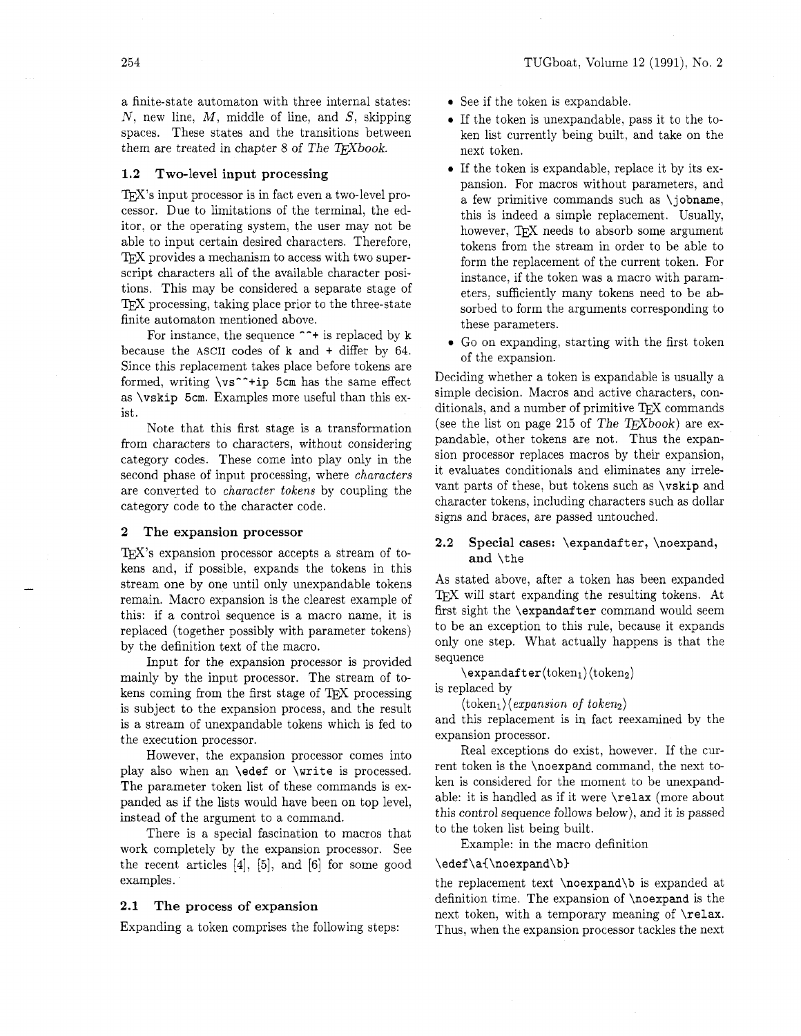a finite-state automaton with three internal states: $N$, new line, $M$, middle of line, and $S$, skipping spaces. These states and the transitions between them are treated in chapter 8 of *The TeXbook*.

### 1.2 Two-level input processing

TeX's input processor is in fact even a two-level processor. Due to limitations of the terminal, the editor, or the operating system, the user may not be able to input certain desired characters. Therefore, TeX provides a mechanism to access with two superscript characters all of the available character positions. This may be considered a separate stage of TeX processing, taking place prior to the three-state finite automaton mentioned above.

For instance, the sequence `^^+` is replaced by `k` because the ASCII codes of `k` and `+` differ by 64. Since this replacement takes place before tokens are formed, writing `\vs^^+ip 5cm` has the same effect as `\vskip 5cm`. Examples more useful than this exist.

Note that this first stage is a transformation from characters to characters, without considering category codes. These come into play only in the second phase of input processing, where *characters* are converted to *character tokens* by coupling the category code to the character code.

## 2 The expansion processor

TeX's expansion processor accepts a stream of tokens and, if possible, expands the tokens in this stream one by one until only unexpandable tokens remain. Macro expansion is the clearest example of this: if a control sequence is a macro name, it is replaced (together possibly with parameter tokens) by the definition text of the macro.

Input for the expansion processor is provided mainly by the input processor. The stream of tokens coming from the first stage of TeX processing is subject to the expansion process, and the result is a stream of unexpandable tokens which is fed to the execution processor.

However, the expansion processor comes into play also when an `\edef` or `\write` is processed. The parameter token list of these commands is expanded as if the lists would have been on top level, instead of the argument to a command.

There is a special fascination to macros that work completely by the expansion processor. See the recent articles [4], [5], and [6] for some good examples.

### 2.1 The process of expansion

Expanding a token comprises the following steps:

- See if the token is expandable.
- If the token is unexpandable, pass it to the token list currently being built, and take on the next token.
- If the token is expandable, replace it by its expansion. For macros without parameters, and a few primitive commands such as `\jobname`, this is indeed a simple replacement. Usually, however, TeX needs to absorb some argument tokens from the stream in order to be able to form the replacement of the current token. For instance, if the token was a macro with parameters, sufficiently many tokens need to be absorbed to form the arguments corresponding to these parameters.
- Go on expanding, starting with the first token of the expansion.

Deciding whether a token is expandable is usually a simple decision. Macros and active characters, conditionals, and a number of primitive TeX commands (see the list on page 215 of *The TeXbook*) are expandable, other tokens are not. Thus the expansion processor replaces macros by their expansion, it evaluates conditionals and eliminates any irrelevant parts of these, but tokens such as `\vskip` and character tokens, including characters such as dollar signs and braces, are passed untouched.

### 2.2 Special cases: `\expandafter`, `\noexpand`, and `\the`

As stated above, after a token has been expanded TeX will start expanding the resulting tokens. At first sight the `\expandafter` command would seem to be an exception to this rule, because it expands only one step. What actually happens is that the sequence

`\expandafter`⟨token$_1$⟩⟨token$_2$⟩

is replaced by

⟨token$_1$⟩⟨*expansion of token$_2$*⟩

and this replacement is in fact reexamined by the expansion processor.

Real exceptions do exist, however. If the current token is the `\noexpand` command, the next token is considered for the moment to be unexpandable: it is handled as if it were `\relax` (more about this control sequence follows below), and it is passed to the token list being built.

Example: in the macro definition

```
\edef\a{\noexpand\b}
```

the replacement text `\noexpand\b` is expanded at definition time. The expansion of `\noexpand` is the next token, with a temporary meaning of `\relax`. Thus, when the expansion processor tackles the next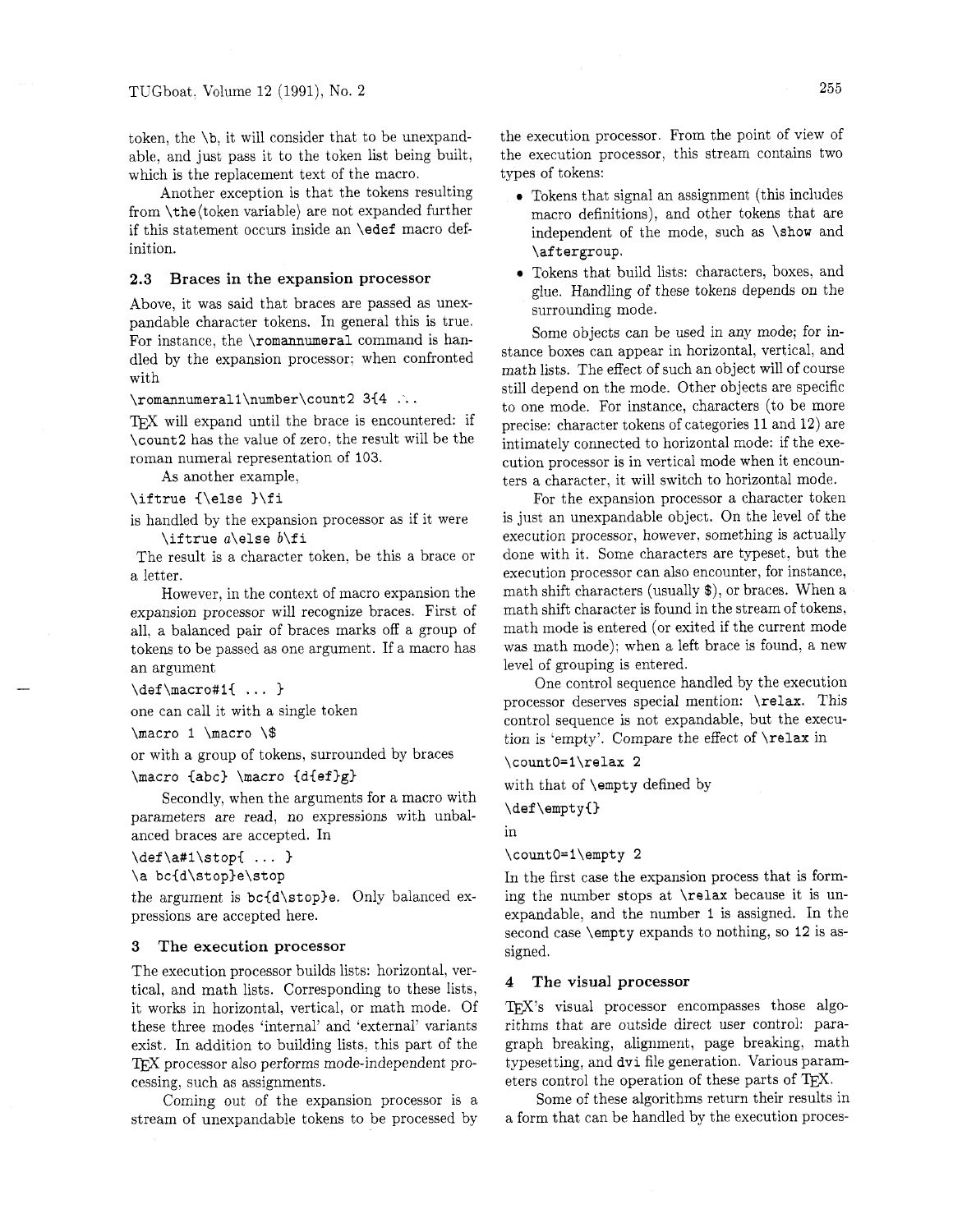token, the \b, it will consider that to be unexpandable, and just pass it to the token list being built, which is the replacement text of the macro.

Another exception is that the tokens resulting from \the⟨token variable⟩ are not expanded further if this statement occurs inside an \edef macro definition.

### 2.3 Braces in the expansion processor

Above, it was said that braces are passed as unexpandable character tokens. In general this is true. For instance, the \romannumeral command is handled by the expansion processor; when confronted with

```
\romannumeral1\number\count2 3{4 ...
```

TEX will expand until the brace is encountered: if \count2 has the value of zero, the result will be the roman numeral representation of 103.

As another example,

```
\iftrue {\else }\fi
```

is handled by the expansion processor as if it were

```
\iftrue a\else b\fi
```

The result is a character token, be this a brace or a letter.

However, in the context of macro expansion the expansion processor will recognize braces. First of all, a balanced pair of braces marks off a group of tokens to be passed as one argument. If a macro has an argument

```
\def\macro#1{ ... }
```

one can call it with a single token

```
\macro 1 \macro \$
```

or with a group of tokens, surrounded by braces

```
\macro {abc} \macro {d{ef}g}
```

Secondly, when the arguments for a macro with parameters are read, no expressions with unbalanced braces are accepted. In

```
\def\a#1\stop{ ... }
\a bc{d\stop}e\stop
```

the argument is bc{d\stop}e. Only balanced expressions are accepted here.

## 3 The execution processor

The execution processor builds lists: horizontal, vertical, and math lists. Corresponding to these lists, it works in horizontal, vertical, or math mode. Of these three modes 'internal' and 'external' variants exist. In addition to building lists, this part of the TEX processor also performs mode-independent processing, such as assignments.

Coming out of the expansion processor is a stream of unexpandable tokens to be processed by the execution processor. From the point of view of the execution processor, this stream contains two types of tokens:

- Tokens that signal an assignment (this includes macro definitions), and other tokens that are independent of the mode, such as \show and \aftergroup.
- Tokens that build lists: characters, boxes, and glue. Handling of these tokens depends on the surrounding mode.

Some objects can be used in any mode; for instance boxes can appear in horizontal, vertical, and math lists. The effect of such an object will of course still depend on the mode. Other objects are specific to one mode. For instance, characters (to be more precise: character tokens of categories 11 and 12) are intimately connected to horizontal mode: if the execution processor is in vertical mode when it encounters a character, it will switch to horizontal mode.

For the expansion processor a character token is just an unexpandable object. On the level of the execution processor, however, something is actually done with it. Some characters are typeset, but the execution processor can also encounter, for instance, math shift characters (usually $), or braces. When a math shift character is found in the stream of tokens, math mode is entered (or exited if the current mode was math mode); when a left brace is found, a new level of grouping is entered.

One control sequence handled by the execution processor deserves special mention: \relax. This control sequence is not expandable, but the execution is 'empty'. Compare the effect of \relax in

```
\count0=1\relax 2
```

with that of \empty defined by

```
\def\empty{}
```

in

```
\count0=1\empty 2
```

In the first case the expansion process that is forming the number stops at \relax because it is unexpandable, and the number 1 is assigned. In the second case \empty expands to nothing, so 12 is assigned.

## 4 The visual processor

TEX's visual processor encompasses those algorithms that are outside direct user control: paragraph breaking, alignment, page breaking, math typesetting, and dvi file generation. Various parameters control the operation of these parts of TEX.

Some of these algorithms return their results in a form that can be handled by the execution proces-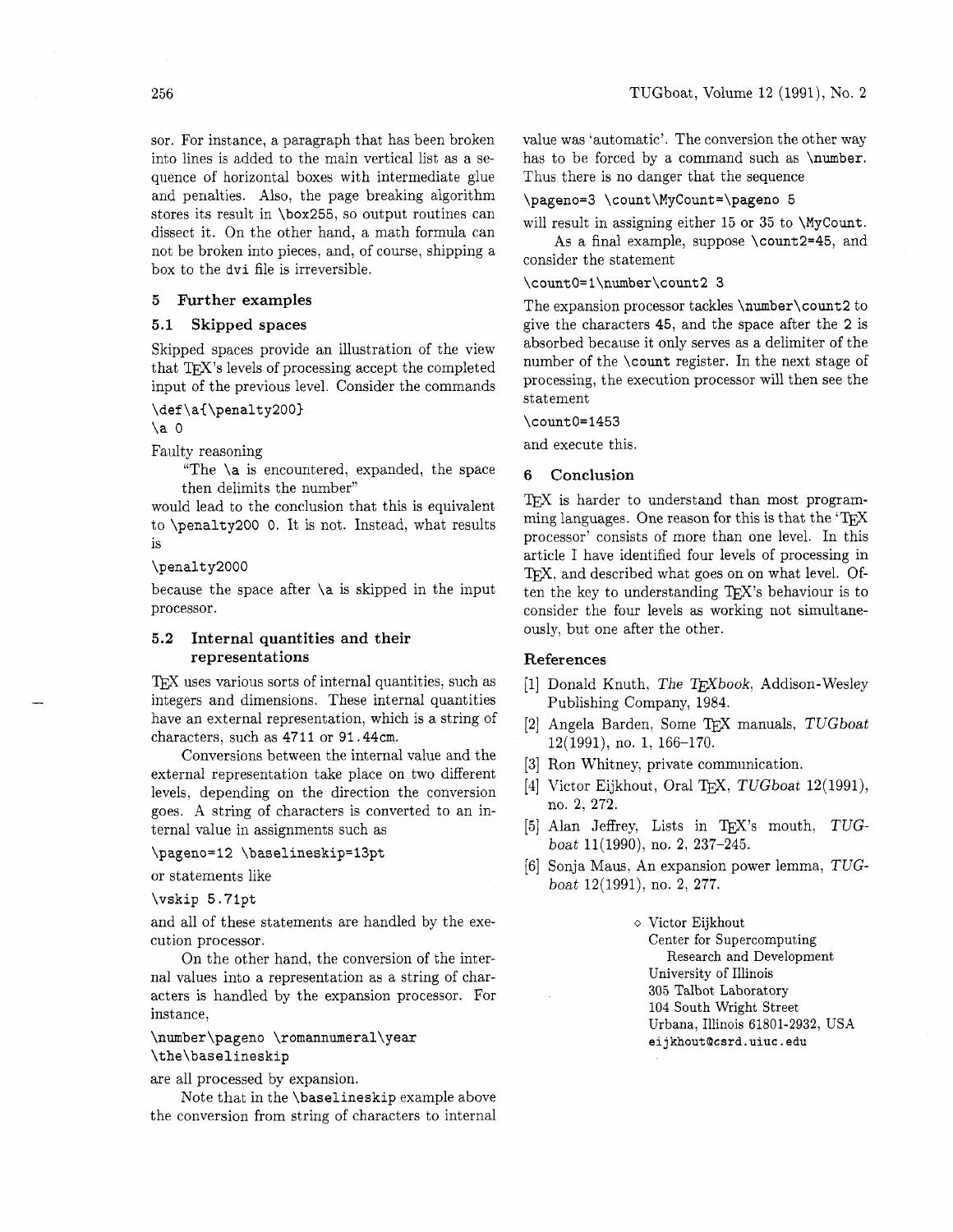sor. For instance, a paragraph that has been broken into lines is added to the main vertical list as a sequence of horizontal boxes with intermediate glue and penalties. Also, the page breaking algorithm stores its result in `\box255`, so output routines can dissect it. On the other hand, a math formula can not be broken into pieces, and, of course, shipping a box to the dvi file is irreversible.

## 5 Further examples

### 5.1 Skipped spaces

Skipped spaces provide an illustration of the view that TEX's levels of processing accept the completed input of the previous level. Consider the commands

```
\def\a{\penalty200}
\a 0
```

Faulty reasoning

> "The `\a` is encountered, expanded, the space then delimits the number"

would lead to the conclusion that this is equivalent to `\penalty200 0`. It is not. Instead, what results is

```
\penalty2000
```

because the space after `\a` is skipped in the input processor.

### 5.2 Internal quantities and their representations

TEX uses various sorts of internal quantities, such as integers and dimensions. These internal quantities have an external representation, which is a string of characters, such as `4711` or `91.44cm`.

Conversions between the internal value and the external representation take place on two different levels, depending on the direction the conversion goes. A string of characters is converted to an internal value in assignments such as

```
\pageno=12 \baselineskip=13pt
```

or statements like

```
\vskip 5.71pt
```

and all of these statements are handled by the execution processor.

On the other hand, the conversion of the internal values into a representation as a string of characters is handled by the expansion processor. For instance,

```
\number\pageno \romannumeral\year
\the\baselineskip
```

are all processed by expansion.

Note that in the `\baselineskip` example above the conversion from string of characters to internal value was 'automatic'. The conversion the other way has to be forced by a command such as `\number`. Thus there is no danger that the sequence

```
\pageno=3 \count\MyCount=\pageno 5
```

will result in assigning either 15 or 35 to `\MyCount`.

As a final example, suppose `\count2=45`, and consider the statement

```
\count0=1\number\count2 3
```

The expansion processor tackles `\number\count2` to give the characters `45`, and the space after the `2` is absorbed because it only serves as a delimiter of the number of the `\count` register. In the next stage of processing, the execution processor will then see the statement

```
\count0=1453
```

and execute this.

## 6 Conclusion

TEX is harder to understand than most programming languages. One reason for this is that the 'TEX processor' consists of more than one level. In this article I have identified four levels of processing in TEX, and described what goes on on what level. Often the key to understanding TEX's behaviour is to consider the four levels as working not simultaneously, but one after the other.

## References

[1] Donald Knuth, *The TEXbook*, Addison-Wesley Publishing Company, 1984.

[2] Angela Barden, Some TEX manuals, *TUGboat* 12(1991), no. 1, 166–170.

[3] Ron Whitney, private communication.

[4] Victor Eijkhout, Oral TEX, *TUGboat* 12(1991), no. 2, 272.

[5] Alan Jeffrey, Lists in TEX's mouth, *TUGboat* 11(1990), no. 2, 237–245.

[6] Sonja Maus, An expansion power lemma, *TUGboat* 12(1991), no. 2, 277.

◇ Victor Eijkhout
Center for Supercomputing Research and Development
University of Illinois
305 Talbot Laboratory
104 South Wright Street
Urbana, Illinois 61801-2932, USA
eijkhout@csrd.uiuc.edu